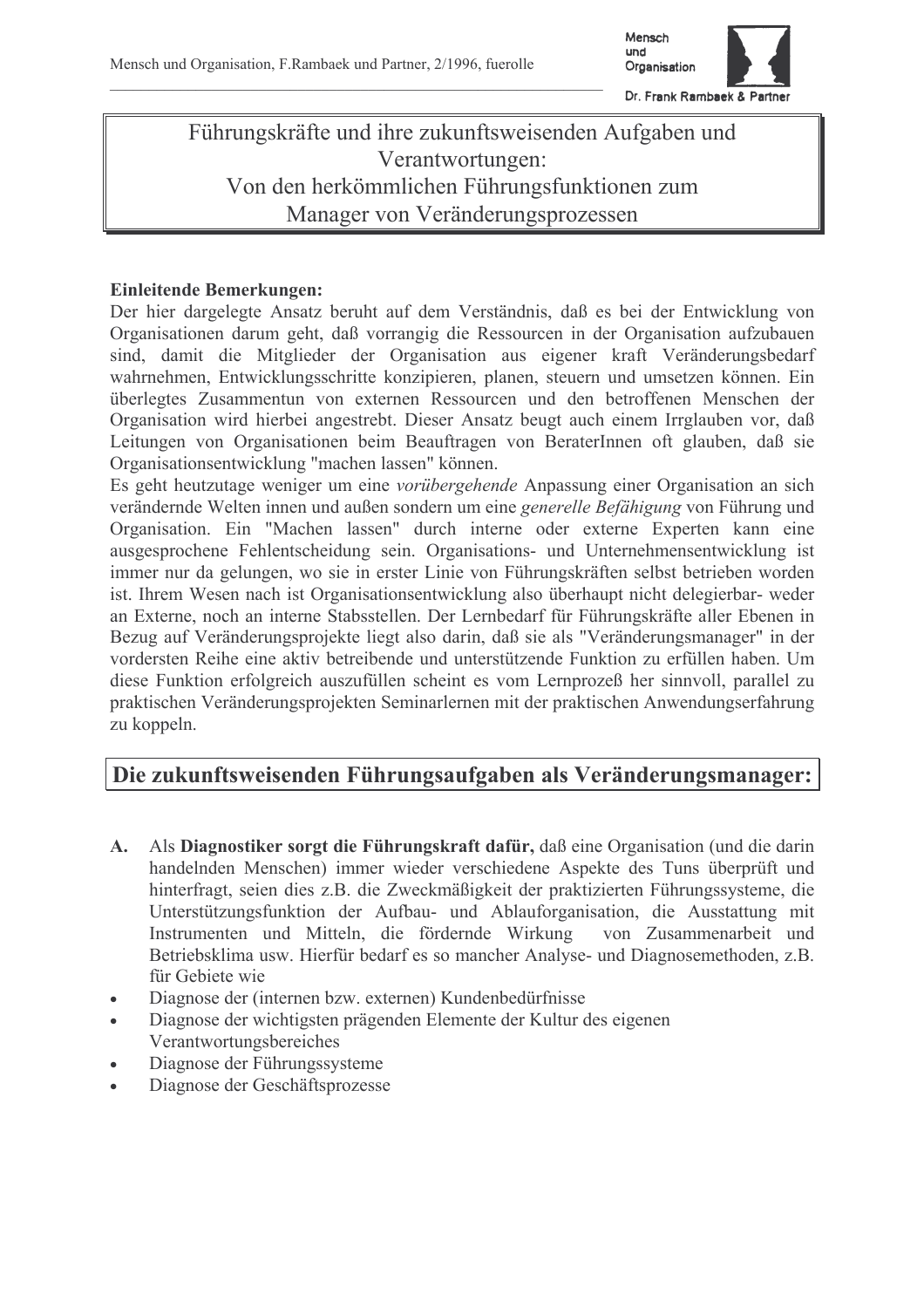# Führungskräfte und ihre zukunftsweisenden Aufgaben und Verantwortungen: Von den herkömmlichen Führungsfunktionen zum Manager von Veränderungsprozessen

**Einleitende Bemerkungen:**
Der hier dargelegte Ansatz beruht auf dem Verständnis, daß es bei der Entwicklung von Organisationen darum geht, daß vorrangig die Ressourcen in der Organisation aufzubauen sind, damit die Mitglieder der Organisation aus eigener kraft Veränderungsbedarf wahrnehmen, Entwicklungsschritte konzipieren, planen, steuern und umsetzen können. Ein überlegtes Zusammentun von externen Ressourcen und den betroffenen Menschen der Organisation wird hierbei angestrebt. Dieser Ansatz beugt auch einem Irrglauben vor, daß Leitungen von Organisationen beim Beauftragen von BeraterInnen oft glauben, daß sie Organisationsentwicklung "machen lassen" können.
Es geht heutzutage weniger um eine *vorübergehende* Anpassung einer Organisation an sich verändernde Welten innen und außen sondern um eine *generelle Befähigung* von Führung und Organisation. Ein "Machen lassen" durch interne oder externe Experten kann eine ausgesprochene Fehlentscheidung sein. Organisations- und Unternehmensentwicklung ist immer nur da gelungen, wo sie in erster Linie von Führungskräften selbst betrieben worden ist. Ihrem Wesen nach ist Organisationsentwicklung also überhaupt nicht delegierbar- weder an Externe, noch an interne Stabsstellen. Der Lernbedarf für Führungskräfte aller Ebenen in Bezug auf Veränderungsprojekte liegt also darin, daß sie als "Veränderungsmanager" in der vordersten Reihe eine aktiv betreibende und unterstützende Funktion zu erfüllen haben. Um diese Funktion erfolgreich auszufüllen scheint es vom Lernprozeß her sinnvoll, parallel zu praktischen Veränderungsprojekten Seminarlernen mit der praktischen Anwendungserfahrung zu koppeln.

## Die zukunftsweisenden Führungsaufgaben als Veränderungsmanager:

**A.** Als **Diagnostiker sorgt die Führungskraft dafür,** daß eine Organisation (und die darin handelnden Menschen) immer wieder verschiedene Aspekte des Tuns überprüft und hinterfragt, seien dies z.B. die Zweckmäßigkeit der praktizierten Führungssysteme, die Unterstützungsfunktion der Aufbau- und Ablauforganisation, die Ausstattung mit Instrumenten und Mitteln, die fördernde Wirkung von Zusammenarbeit und Betriebsklima usw. Hierfür bedarf es so mancher Analyse- und Diagnosemethoden, z.B. für Gebiete wie

- Diagnose der (internen bzw. externen) Kundenbedürfnisse
- Diagnose der wichtigsten prägenden Elemente der Kultur des eigenen Verantwortungsbereiches
- Diagnose der Führungssysteme
- Diagnose der Geschäftsprozesse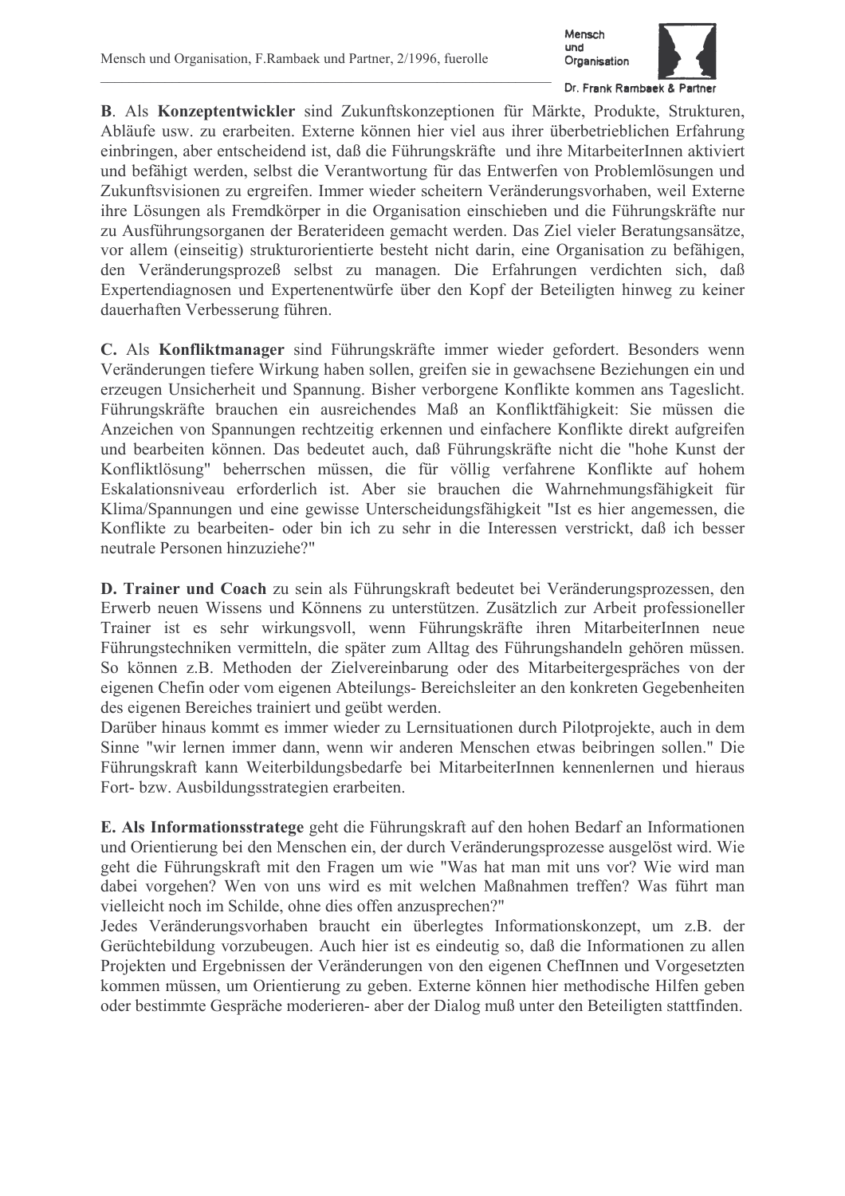**B**. Als **Konzeptentwickler** sind Zukunftskonzeptionen für Märkte, Produkte, Strukturen, Abläufe usw. zu erarbeiten. Externe können hier viel aus ihrer überbetrieblichen Erfahrung einbringen, aber entscheidend ist, daß die Führungskräfte und ihre MitarbeiterInnen aktiviert und befähigt werden, selbst die Verantwortung für das Entwerfen von Problemlösungen und Zukunftsvisionen zu ergreifen. Immer wieder scheitern Veränderungsvorhaben, weil Externe ihre Lösungen als Fremdkörper in die Organisation einschieben und die Führungskräfte nur zu Ausführungsorganen der Beraterideen gemacht werden. Das Ziel vieler Beratungsansätze, vor allem (einseitig) strukturorientierte besteht nicht darin, eine Organisation zu befähigen, den Veränderungsprozeß selbst zu managen. Die Erfahrungen verdichten sich, daß Expertendiagnosen und Expertenentwürfe über den Kopf der Beteiligten hinweg zu keiner dauerhaften Verbesserung führen.

**C.** Als **Konfliktmanager** sind Führungskräfte immer wieder gefordert. Besonders wenn Veränderungen tiefere Wirkung haben sollen, greifen sie in gewachsene Beziehungen ein und erzeugen Unsicherheit und Spannung. Bisher verborgene Konflikte kommen ans Tageslicht. Führungskräfte brauchen ein ausreichendes Maß an Konfliktfähigkeit: Sie müssen die Anzeichen von Spannungen rechtzeitig erkennen und einfachere Konflikte direkt aufgreifen und bearbeiten können. Das bedeutet auch, daß Führungskräfte nicht die "hohe Kunst der Konfliktlösung" beherrschen müssen, die für völlig verfahrene Konflikte auf hohem Eskalationsniveau erforderlich ist. Aber sie brauchen die Wahrnehmungsfähigkeit für Klima/Spannungen und eine gewisse Unterscheidungsfähigkeit "Ist es hier angemessen, die Konflikte zu bearbeiten- oder bin ich zu sehr in die Interessen verstrickt, daß ich besser neutrale Personen hinzuziehe?"

**D. Trainer und Coach** zu sein als Führungskraft bedeutet bei Veränderungsprozessen, den Erwerb neuen Wissens und Könnens zu unterstützen. Zusätzlich zur Arbeit professioneller Trainer ist es sehr wirkungsvoll, wenn Führungskräfte ihren MitarbeiterInnen neue Führungstechniken vermitteln, die später zum Alltag des Führungshandeln gehören müssen. So können z.B. Methoden der Zielvereinbarung oder des Mitarbeitergespräches von der eigenen Chefin oder vom eigenen Abteilungs- Bereichsleiter an den konkreten Gegebenheiten des eigenen Bereiches trainiert und geübt werden.
Darüber hinaus kommt es immer wieder zu Lernsituationen durch Pilotprojekte, auch in dem Sinne "wir lernen immer dann, wenn wir anderen Menschen etwas beibringen sollen." Die Führungskraft kann Weiterbildungsbedarfe bei MitarbeiterInnen kennenlernen und hieraus Fort- bzw. Ausbildungsstrategien erarbeiten.

**E. Als Informationsstratege** geht die Führungskraft auf den hohen Bedarf an Informationen und Orientierung bei den Menschen ein, der durch Veränderungsprozesse ausgelöst wird. Wie geht die Führungskraft mit den Fragen um wie "Was hat man mit uns vor? Wie wird man dabei vorgehen? Wen von uns wird es mit welchen Maßnahmen treffen? Was führt man vielleicht noch im Schilde, ohne dies offen anzusprechen?"
Jedes Veränderungsvorhaben braucht ein überlegtes Informationskonzept, um z.B. der Gerüchtebildung vorzubeugen. Auch hier ist es eindeutig so, daß die Informationen zu allen Projekten und Ergebnissen der Veränderungen von den eigenen ChefInnen und Vorgesetzten kommen müssen, um Orientierung zu geben. Externe können hier methodische Hilfen geben oder bestimmte Gespräche moderieren- aber der Dialog muß unter den Beteiligten stattfinden.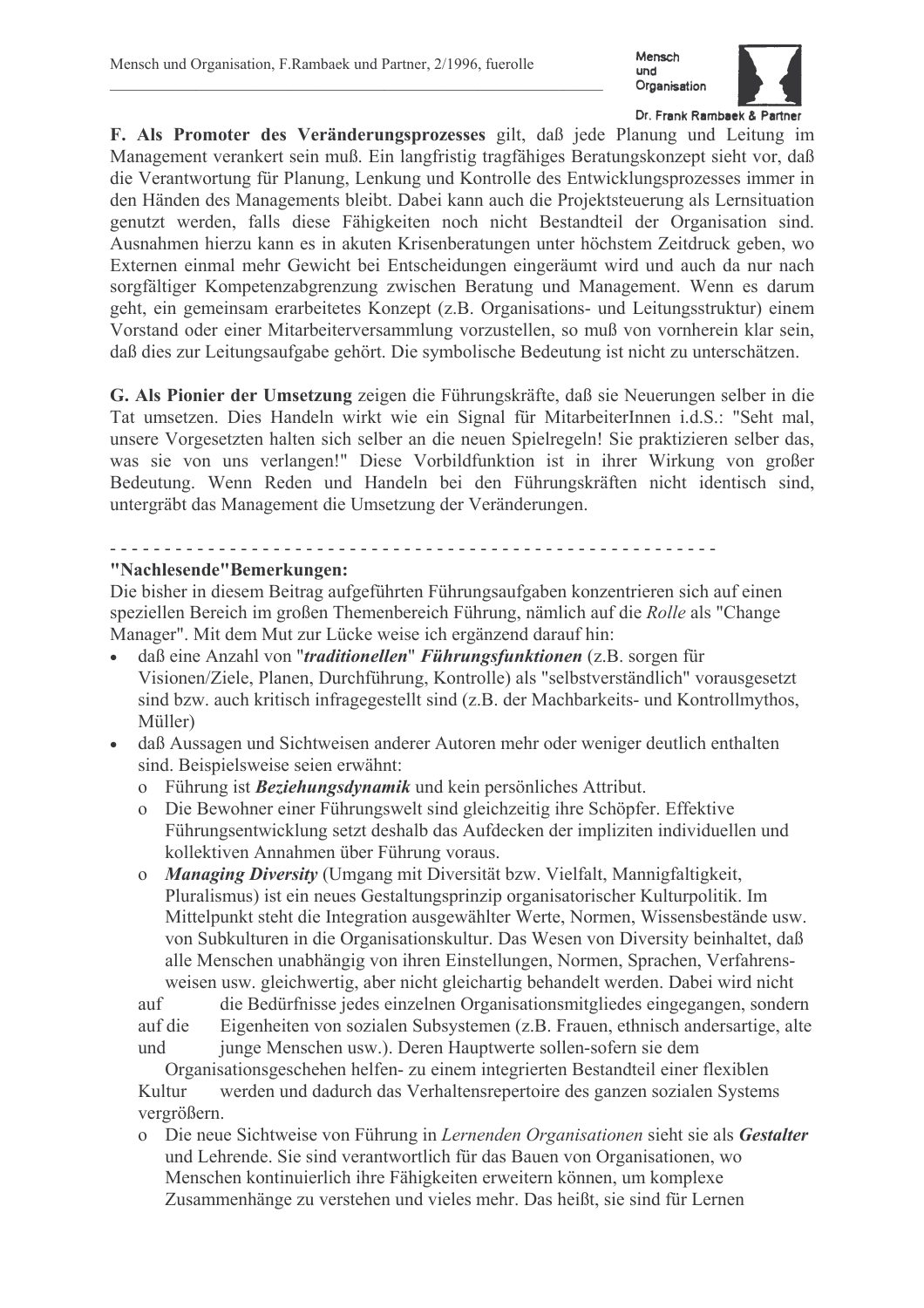**F. Als Promoter des Veränderungsprozesses** gilt, daß jede Planung und Leitung im Management verankert sein muß. Ein langfristig tragfähiges Beratungskonzept sieht vor, daß die Verantwortung für Planung, Lenkung und Kontrolle des Entwicklungsprozesses immer in den Händen des Managements bleibt. Dabei kann auch die Projektsteuerung als Lernsituation genutzt werden, falls diese Fähigkeiten noch nicht Bestandteil der Organisation sind. Ausnahmen hierzu kann es in akuten Krisenberatungen unter höchstem Zeitdruck geben, wo Externen einmal mehr Gewicht bei Entscheidungen eingeräumt wird und auch da nur nach sorgfältiger Kompetenzabgrenzung zwischen Beratung und Management. Wenn es darum geht, ein gemeinsam erarbeitetes Konzept (z.B. Organisations- und Leitungsstruktur) einem Vorstand oder einer Mitarbeiterversammlung vorzustellen, so muß von vornherein klar sein, daß dies zur Leitungsaufgabe gehört. Die symbolische Bedeutung ist nicht zu unterschätzen.

**G. Als Pionier der Umsetzung** zeigen die Führungskräfte, daß sie Neuerungen selber in die Tat umsetzen. Dies Handeln wirkt wie ein Signal für MitarbeiterInnen i.d.S.: "Seht mal, unsere Vorgesetzten halten sich selber an die neuen Spielregeln! Sie praktizieren selber das, was sie von uns verlangen!" Diese Vorbildfunktion ist in ihrer Wirkung von großer Bedeutung. Wenn Reden und Handeln bei den Führungskräften nicht identisch sind, untergräbt das Management die Umsetzung der Veränderungen.

- - - - - - - - - - - - - - - - - - - - - - - - - - - - - - - - - - - - - - - - - - - - - - - - - - - - - - -

**"Nachlesende"Bemerkungen:**

Die bisher in diesem Beitrag aufgeführten Führungsaufgaben konzentrieren sich auf einen speziellen Bereich im großen Themenbereich Führung, nämlich auf die *Rolle* als "Change Manager". Mit dem Mut zur Lücke weise ich ergänzend darauf hin:

- daß eine Anzahl von "***traditionellen***" ***Führungsfunktionen*** (z.B. sorgen für Visionen/Ziele, Planen, Durchführung, Kontrolle) als "selbstverständlich" vorausgesetzt sind bzw. auch kritisch infragegestellt sind (z.B. der Machbarkeits- und Kontrollmythos, Müller)
- daß Aussagen und Sichtweisen anderer Autoren mehr oder weniger deutlich enthalten sind. Beispielsweise seien erwähnt:
  - Führung ist ***Beziehungsdynamik*** und kein persönliches Attribut.
  - Die Bewohner einer Führungswelt sind gleichzeitig ihre Schöpfer. Effektive Führungsentwicklung setzt deshalb das Aufdecken der impliziten individuellen und kollektiven Annahmen über Führung voraus.
  - ***Managing Diversity*** (Umgang mit Diversität bzw. Vielfalt, Mannigfaltigkeit, Pluralismus) ist ein neues Gestaltungsprinzip organisatorischer Kulturpolitik. Im Mittelpunkt steht die Integration ausgewählter Werte, Normen, Wissensbestände usw. von Subkulturen in die Organisationskultur. Das Wesen von Diversity beinhaltet, daß alle Menschen unabhängig von ihren Einstellungen, Normen, Sprachen, Verfahrens-weisen usw. gleichwertig, aber nicht gleichartig behandelt werden. Dabei wird nicht auf die Bedürfnisse jedes einzelnen Organisationsmitgliedes eingegangen, sondern auf die Eigenheiten von sozialen Subsystemen (z.B. Frauen, ethnisch andersartige, alte und junge Menschen usw.). Deren Hauptwerte sollen-sofern sie dem Organisationsgeschehen helfen- zu einem integrierten Bestandteil einer flexiblen Kultur werden und dadurch das Verhaltensrepertoire des ganzen sozialen Systems vergrößern.
  - Die neue Sichtweise von Führung in *Lernenden Organisationen* sieht sie als ***Gestalter*** und Lehrende. Sie sind verantwortlich für das Bauen von Organisationen, wo Menschen kontinuierlich ihre Fähigkeiten erweitern können, um komplexe Zusammenhänge zu verstehen und vieles mehr. Das heißt, sie sind für Lernen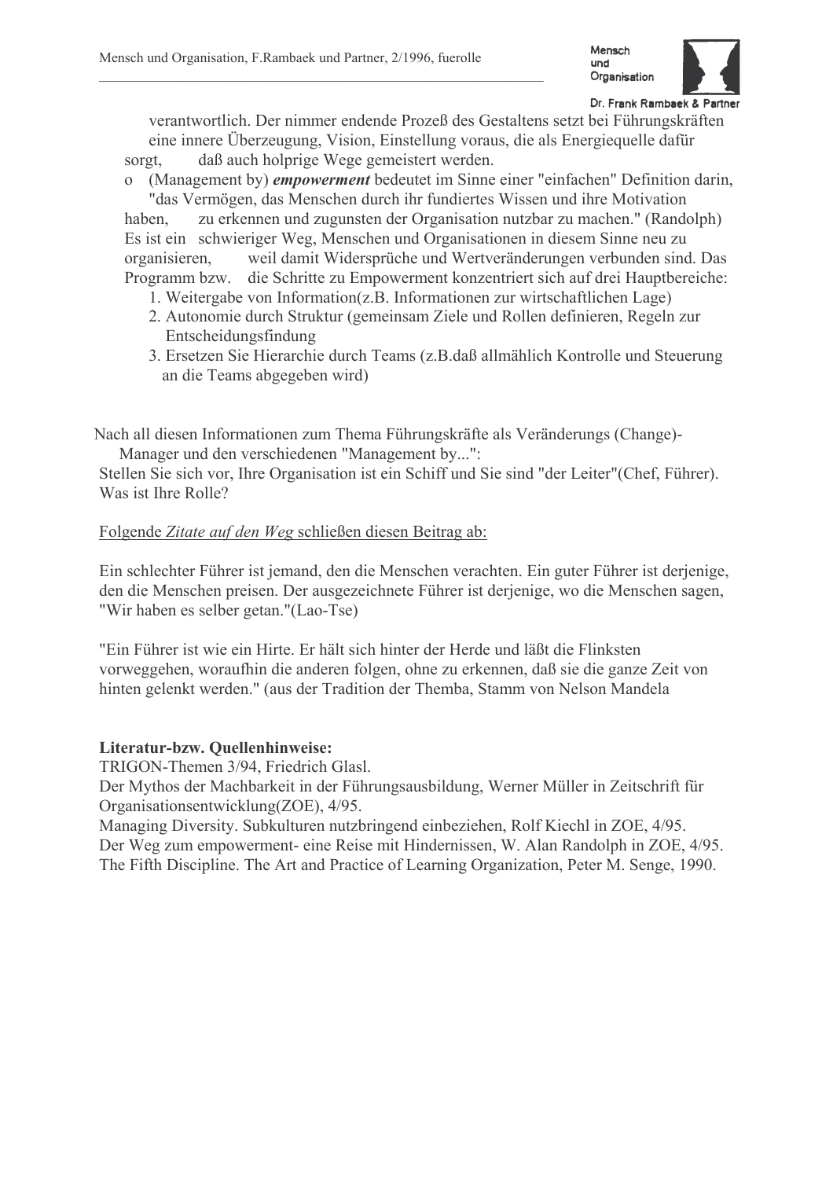verantwortlich. Der nimmer endende Prozeß des Gestaltens setzt bei Führungskräften eine innere Überzeugung, Vision, Einstellung voraus, die als Energiequelle dafür sorgt, daß auch holprige Wege gemeistert werden.

- (Management by) ***empowerment*** bedeutet im Sinne einer "einfachen" Definition darin, "das Vermögen, das Menschen durch ihr fundiertes Wissen und ihre Motivation haben, zu erkennen und zugunsten der Organisation nutzbar zu machen." (Randolph) Es ist ein schwieriger Weg, Menschen und Organisationen in diesem Sinne neu zu organisieren, weil damit Widersprüche und Wertveränderungen verbunden sind. Das Programm bzw. die Schritte zu Empowerment konzentriert sich auf drei Hauptbereiche:
  1. Weitergabe von Information(z.B. Informationen zur wirtschaftlichen Lage)
  2. Autonomie durch Struktur (gemeinsam Ziele und Rollen definieren, Regeln zur Entscheidungsfindung
  3. Ersetzen Sie Hierarchie durch Teams (z.B.daß allmählich Kontrolle und Steuerung an die Teams abgegeben wird)

Nach all diesen Informationen zum Thema Führungskräfte als Veränderungs (Change)-Manager und den verschiedenen "Management by...":
Stellen Sie sich vor, Ihre Organisation ist ein Schiff und Sie sind "der Leiter"(Chef, Führer). Was ist Ihre Rolle?

Folgende *Zitate auf den Weg* schließen diesen Beitrag ab:

Ein schlechter Führer ist jemand, den die Menschen verachten. Ein guter Führer ist derjenige, den die Menschen preisen. Der ausgezeichnete Führer ist derjenige, wo die Menschen sagen, "Wir haben es selber getan."(Lao-Tse)

"Ein Führer ist wie ein Hirte. Er hält sich hinter der Herde und läßt die Flinksten vorweggehen, woraufhin die anderen folgen, ohne zu erkennen, daß sie die ganze Zeit von hinten gelenkt werden." (aus der Tradition der Themba, Stamm von Nelson Mandela

**Literatur-bzw. Quellenhinweise:**

TRIGON-Themen 3/94, Friedrich Glasl.
Der Mythos der Machbarkeit in der Führungsausbildung, Werner Müller in Zeitschrift für Organisationsentwicklung(ZOE), 4/95.
Managing Diversity. Subkulturen nutzbringend einbeziehen, Rolf Kiechl in ZOE, 4/95.
Der Weg zum empowerment- eine Reise mit Hindernissen, W. Alan Randolph in ZOE, 4/95.
The Fifth Discipline. The Art and Practice of Learning Organization, Peter M. Senge, 1990.